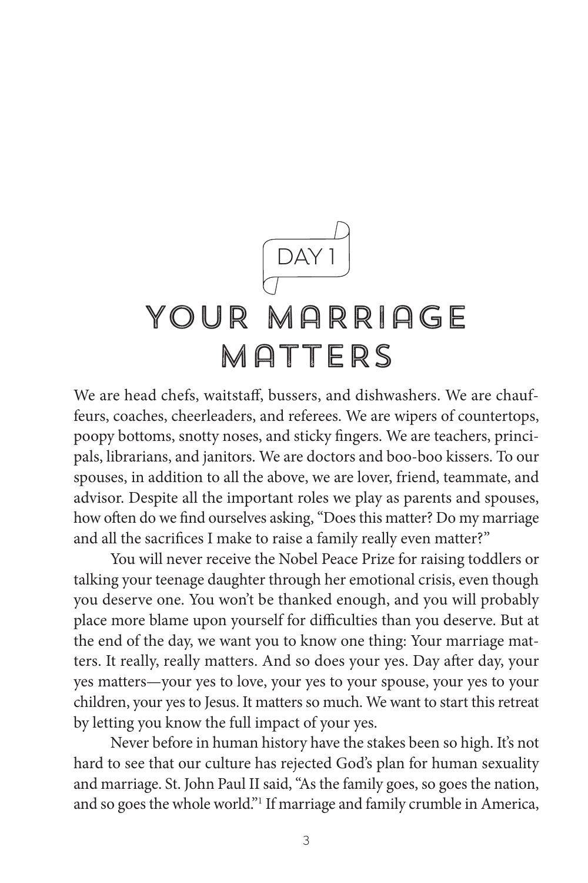DAY 1

# YOUR MARRIAGE MATTERS

We are head chefs, waitstaff, bussers, and dishwashers. We are chauffeurs, coaches, cheerleaders, and referees. We are wipers of countertops, poopy bottoms, snotty noses, and sticky fingers. We are teachers, principals, librarians, and janitors. We are doctors and boo-boo kissers. To our spouses, in addition to all the above, we are lover, friend, teammate, and advisor. Despite all the important roles we play as parents and spouses, how often do we find ourselves asking, "Does this matter? Do my marriage and all the sacrifices I make to raise a family really even matter?"

You will never receive the Nobel Peace Prize for raising toddlers or talking your teenage daughter through her emotional crisis, even though you deserve one. You won't be thanked enough, and you will probably place more blame upon yourself for difficulties than you deserve. But at the end of the day, we want you to know one thing: Your marriage matters. It really, really matters. And so does your yes. Day after day, your yes matters—your yes to love, your yes to your spouse, your yes to your children, your yes to Jesus. It matters so much. We want to start this retreat by letting you know the full impact of your yes.

Never before in human history have the stakes been so high. It's not hard to see that our culture has rejected God's plan for human sexuality and marriage. St. John Paul II said, "As the family goes, so goes the nation, and so goes the whole world."[1] If marriage and family crumble in America,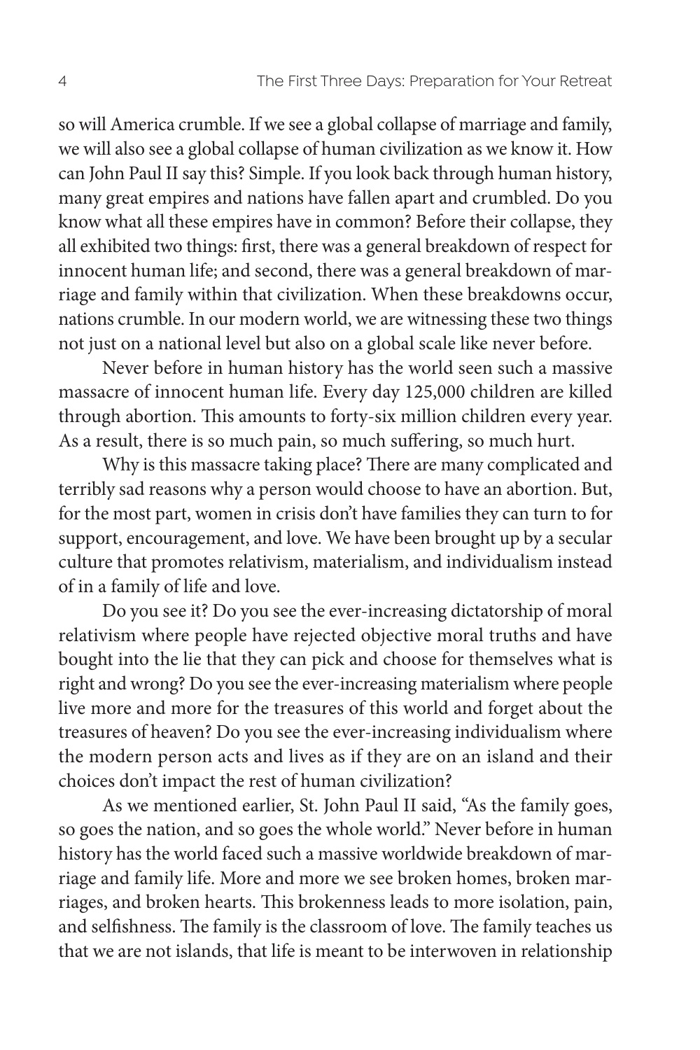so will America crumble. If we see a global collapse of marriage and family, we will also see a global collapse of human civilization as we know it. How can John Paul II say this? Simple. If you look back through human history, many great empires and nations have fallen apart and crumbled. Do you know what all these empires have in common? Before their collapse, they all exhibited two things: first, there was a general breakdown of respect for innocent human life; and second, there was a general breakdown of marriage and family within that civilization. When these breakdowns occur, nations crumble. In our modern world, we are witnessing these two things not just on a national level but also on a global scale like never before.

Never before in human history has the world seen such a massive massacre of innocent human life. Every day 125,000 children are killed through abortion. This amounts to forty-six million children every year. As a result, there is so much pain, so much suffering, so much hurt.

Why is this massacre taking place? There are many complicated and terribly sad reasons why a person would choose to have an abortion. But, for the most part, women in crisis don't have families they can turn to for support, encouragement, and love. We have been brought up by a secular culture that promotes relativism, materialism, and individualism instead of in a family of life and love.

Do you see it? Do you see the ever-increasing dictatorship of moral relativism where people have rejected objective moral truths and have bought into the lie that they can pick and choose for themselves what is right and wrong? Do you see the ever-increasing materialism where people live more and more for the treasures of this world and forget about the treasures of heaven? Do you see the ever-increasing individualism where the modern person acts and lives as if they are on an island and their choices don't impact the rest of human civilization?

As we mentioned earlier, St. John Paul II said, "As the family goes, so goes the nation, and so goes the whole world." Never before in human history has the world faced such a massive worldwide breakdown of marriage and family life. More and more we see broken homes, broken marriages, and broken hearts. This brokenness leads to more isolation, pain, and selfishness. The family is the classroom of love. The family teaches us that we are not islands, that life is meant to be interwoven in relationship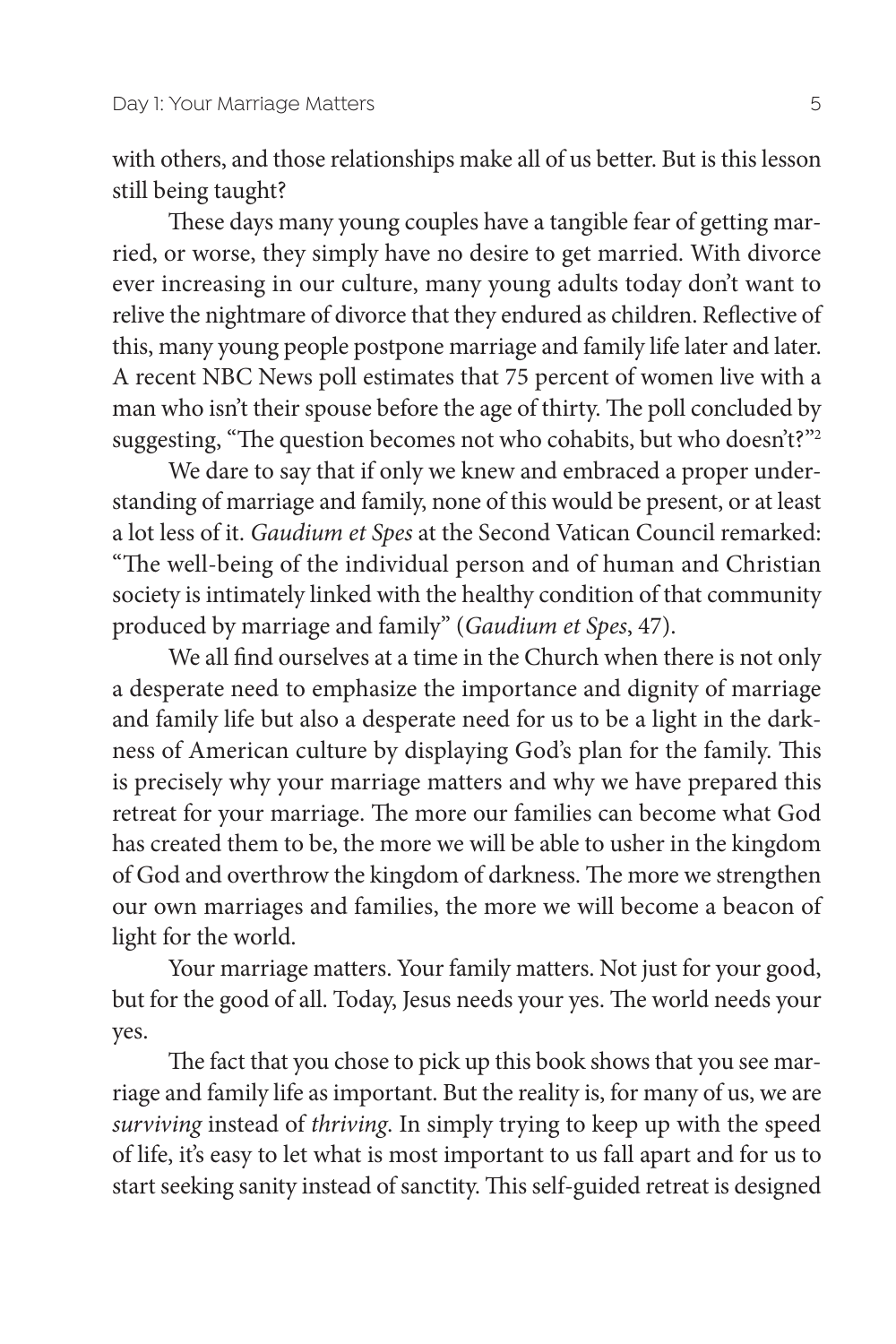with others, and those relationships make all of us better. But is this lesson still being taught?

These days many young couples have a tangible fear of getting married, or worse, they simply have no desire to get married. With divorce ever increasing in our culture, many young adults today don't want to relive the nightmare of divorce that they endured as children. Reflective of this, many young people postpone marriage and family life later and later. A recent NBC News poll estimates that 75 percent of women live with a man who isn't their spouse before the age of thirty. The poll concluded by suggesting, "The question becomes not who cohabits, but who doesn't?"[2]

We dare to say that if only we knew and embraced a proper understanding of marriage and family, none of this would be present, or at least a lot less of it. *Gaudium et Spes* at the Second Vatican Council remarked: "The well-being of the individual person and of human and Christian society is intimately linked with the healthy condition of that community produced by marriage and family" (*Gaudium et Spes*, 47).

We all find ourselves at a time in the Church when there is not only a desperate need to emphasize the importance and dignity of marriage and family life but also a desperate need for us to be a light in the darkness of American culture by displaying God's plan for the family. This is precisely why your marriage matters and why we have prepared this retreat for your marriage. The more our families can become what God has created them to be, the more we will be able to usher in the kingdom of God and overthrow the kingdom of darkness. The more we strengthen our own marriages and families, the more we will become a beacon of light for the world.

Your marriage matters. Your family matters. Not just for your good, but for the good of all. Today, Jesus needs your yes. The world needs your yes.

The fact that you chose to pick up this book shows that you see marriage and family life as important. But the reality is, for many of us, we are *surviving* instead of *thriving*. In simply trying to keep up with the speed of life, it's easy to let what is most important to us fall apart and for us to start seeking sanity instead of sanctity. This self-guided retreat is designed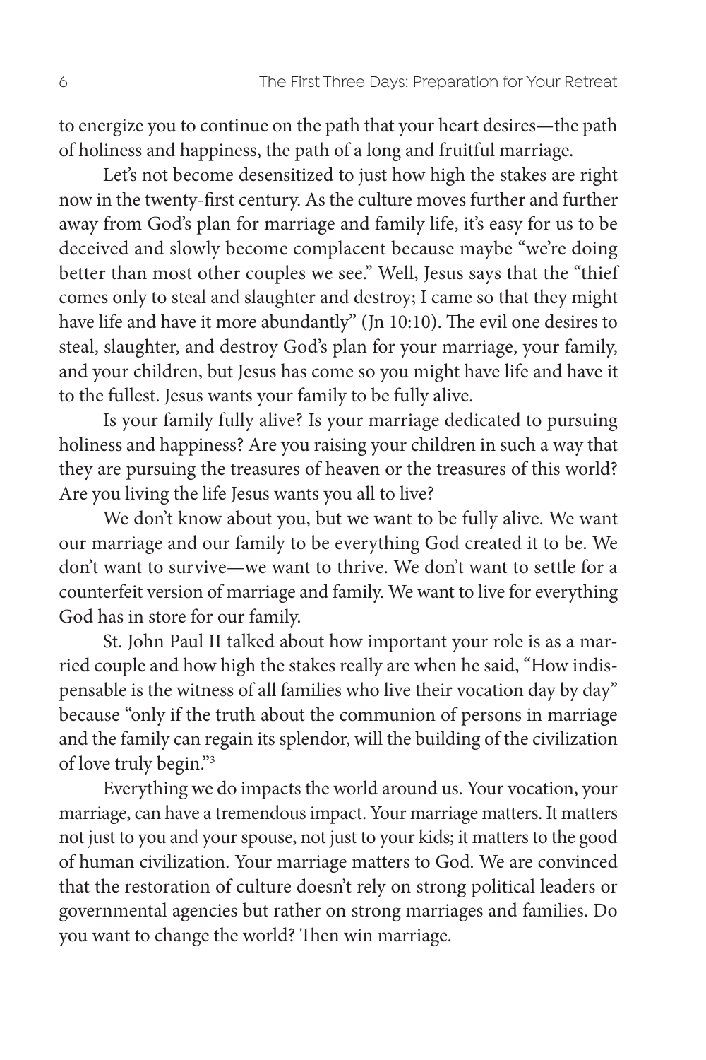to energize you to continue on the path that your heart desires—the path of holiness and happiness, the path of a long and fruitful marriage.

Let's not become desensitized to just how high the stakes are right now in the twenty-first century. As the culture moves further and further away from God's plan for marriage and family life, it's easy for us to be deceived and slowly become complacent because maybe "we're doing better than most other couples we see." Well, Jesus says that the "thief comes only to steal and slaughter and destroy; I came so that they might have life and have it more abundantly" (Jn 10:10). The evil one desires to steal, slaughter, and destroy God's plan for your marriage, your family, and your children, but Jesus has come so you might have life and have it to the fullest. Jesus wants your family to be fully alive.

Is your family fully alive? Is your marriage dedicated to pursuing holiness and happiness? Are you raising your children in such a way that they are pursuing the treasures of heaven or the treasures of this world? Are you living the life Jesus wants you all to live?

We don't know about you, but we want to be fully alive. We want our marriage and our family to be everything God created it to be. We don't want to survive—we want to thrive. We don't want to settle for a counterfeit version of marriage and family. We want to live for everything God has in store for our family.

St. John Paul II talked about how important your role is as a married couple and how high the stakes really are when he said, "How indispensable is the witness of all families who live their vocation day by day" because "only if the truth about the communion of persons in marriage and the family can regain its splendor, will the building of the civilization of love truly begin."[3]

Everything we do impacts the world around us. Your vocation, your marriage, can have a tremendous impact. Your marriage matters. It matters not just to you and your spouse, not just to your kids; it matters to the good of human civilization. Your marriage matters to God. We are convinced that the restoration of culture doesn't rely on strong political leaders or governmental agencies but rather on strong marriages and families. Do you want to change the world? Then win marriage.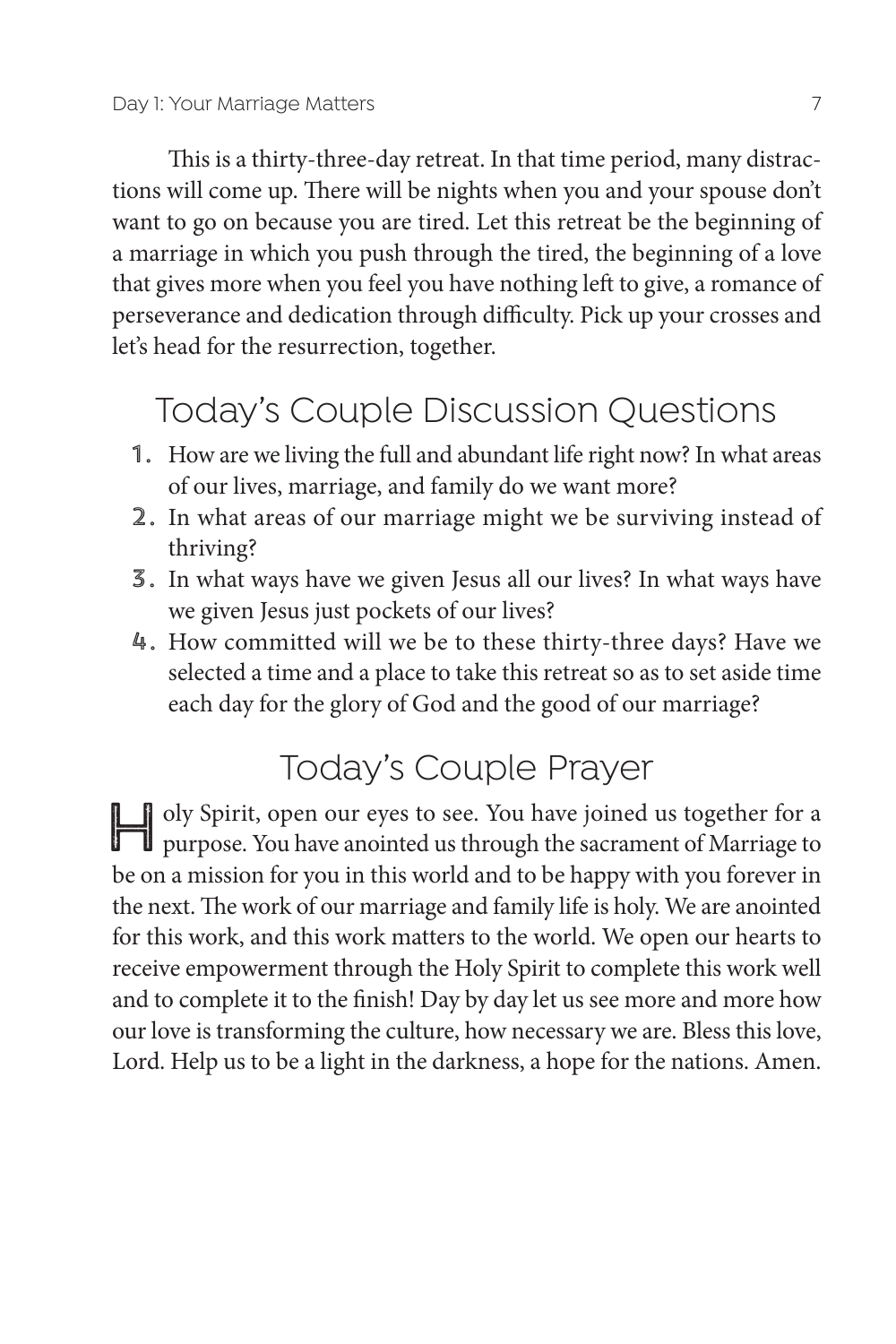This is a thirty-three-day retreat. In that time period, many distractions will come up. There will be nights when you and your spouse don't want to go on because you are tired. Let this retreat be the beginning of a marriage in which you push through the tired, the beginning of a love that gives more when you feel you have nothing left to give, a romance of perseverance and dedication through difficulty. Pick up your crosses and let's head for the resurrection, together.

## Today's Couple Discussion Questions

1. How are we living the full and abundant life right now? In what areas of our lives, marriage, and family do we want more?
2. In what areas of our marriage might we be surviving instead of thriving?
3. In what ways have we given Jesus all our lives? In what ways have we given Jesus just pockets of our lives?
4. How committed will we be to these thirty-three days? Have we selected a time and a place to take this retreat so as to set aside time each day for the glory of God and the good of our marriage?

## Today's Couple Prayer

Holy Spirit, open our eyes to see. You have joined us together for a purpose. You have anointed us through the sacrament of Marriage to be on a mission for you in this world and to be happy with you forever in the next. The work of our marriage and family life is holy. We are anointed for this work, and this work matters to the world. We open our hearts to receive empowerment through the Holy Spirit to complete this work well and to complete it to the finish! Day by day let us see more and more how our love is transforming the culture, how necessary we are. Bless this love, Lord. Help us to be a light in the darkness, a hope for the nations. Amen.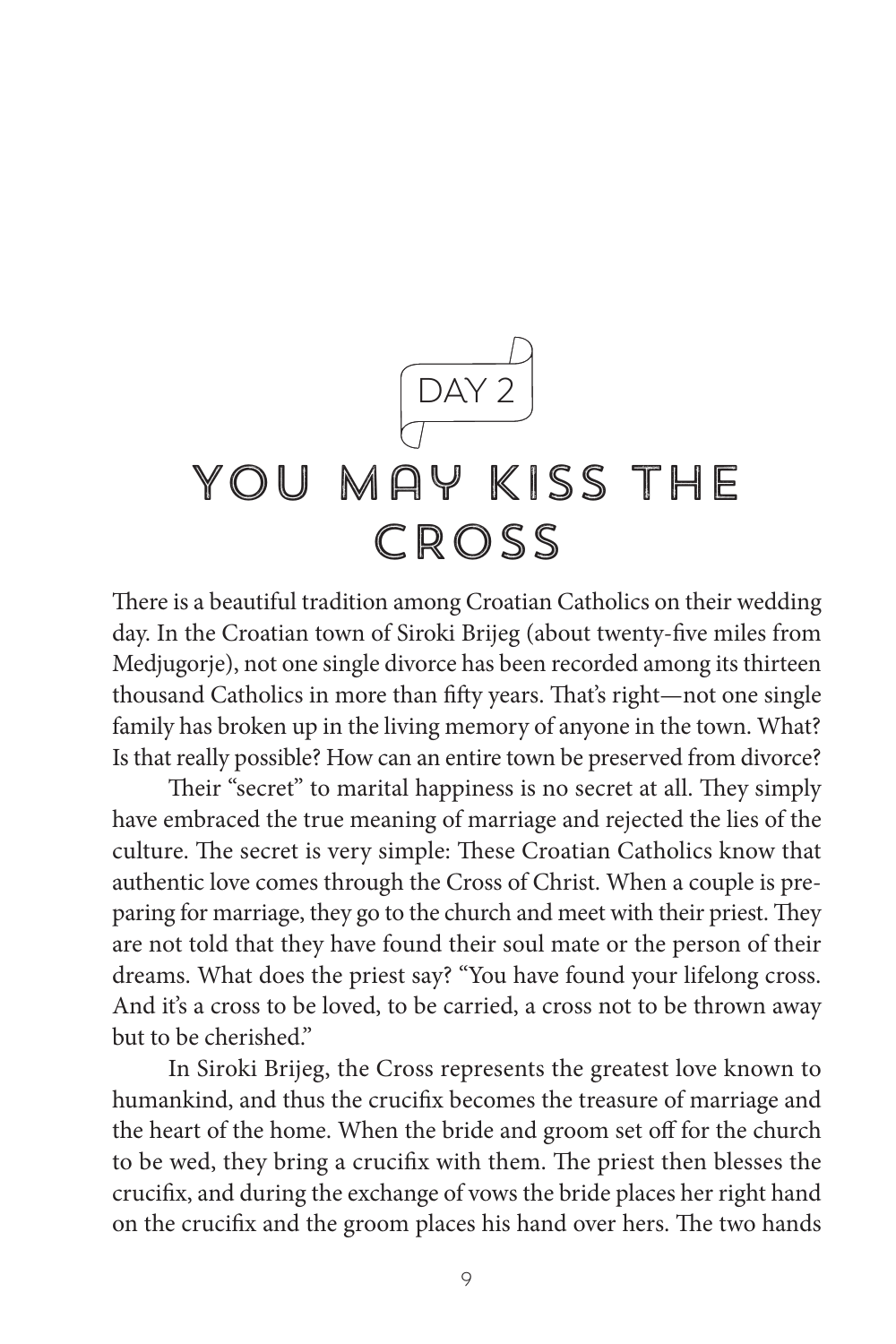DAY 2

# YOU MAY KISS THE CROSS

There is a beautiful tradition among Croatian Catholics on their wedding day. In the Croatian town of Siroki Brijeg (about twenty-five miles from Medjugorje), not one single divorce has been recorded among its thirteen thousand Catholics in more than fifty years. That's right—not one single family has broken up in the living memory of anyone in the town. What? Is that really possible? How can an entire town be preserved from divorce?

Their "secret" to marital happiness is no secret at all. They simply have embraced the true meaning of marriage and rejected the lies of the culture. The secret is very simple: These Croatian Catholics know that authentic love comes through the Cross of Christ. When a couple is preparing for marriage, they go to the church and meet with their priest. They are not told that they have found their soul mate or the person of their dreams. What does the priest say? "You have found your lifelong cross. And it's a cross to be loved, to be carried, a cross not to be thrown away but to be cherished."

In Siroki Brijeg, the Cross represents the greatest love known to humankind, and thus the crucifix becomes the treasure of marriage and the heart of the home. When the bride and groom set off for the church to be wed, they bring a crucifix with them. The priest then blesses the crucifix, and during the exchange of vows the bride places her right hand on the crucifix and the groom places his hand over hers. The two hands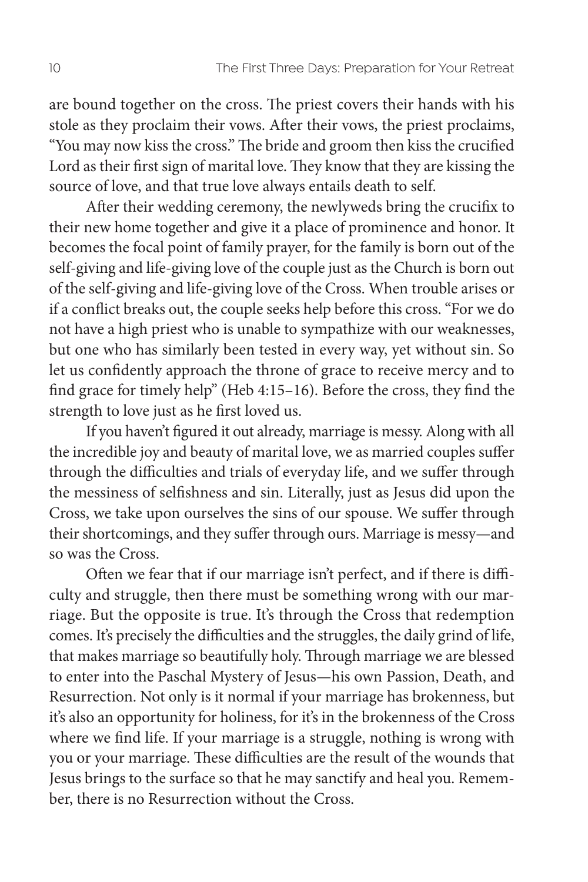are bound together on the cross. The priest covers their hands with his stole as they proclaim their vows. After their vows, the priest proclaims, "You may now kiss the cross." The bride and groom then kiss the crucified Lord as their first sign of marital love. They know that they are kissing the source of love, and that true love always entails death to self.

After their wedding ceremony, the newlyweds bring the crucifix to their new home together and give it a place of prominence and honor. It becomes the focal point of family prayer, for the family is born out of the self-giving and life-giving love of the couple just as the Church is born out of the self-giving and life-giving love of the Cross. When trouble arises or if a conflict breaks out, the couple seeks help before this cross. "For we do not have a high priest who is unable to sympathize with our weaknesses, but one who has similarly been tested in every way, yet without sin. So let us confidently approach the throne of grace to receive mercy and to find grace for timely help" (Heb 4:15–16). Before the cross, they find the strength to love just as he first loved us.

If you haven't figured it out already, marriage is messy. Along with all the incredible joy and beauty of marital love, we as married couples suffer through the difficulties and trials of everyday life, and we suffer through the messiness of selfishness and sin. Literally, just as Jesus did upon the Cross, we take upon ourselves the sins of our spouse. We suffer through their shortcomings, and they suffer through ours. Marriage is messy—and so was the Cross.

Often we fear that if our marriage isn't perfect, and if there is difficulty and struggle, then there must be something wrong with our marriage. But the opposite is true. It's through the Cross that redemption comes. It's precisely the difficulties and the struggles, the daily grind of life, that makes marriage so beautifully holy. Through marriage we are blessed to enter into the Paschal Mystery of Jesus—his own Passion, Death, and Resurrection. Not only is it normal if your marriage has brokenness, but it's also an opportunity for holiness, for it's in the brokenness of the Cross where we find life. If your marriage is a struggle, nothing is wrong with you or your marriage. These difficulties are the result of the wounds that Jesus brings to the surface so that he may sanctify and heal you. Remember, there is no Resurrection without the Cross.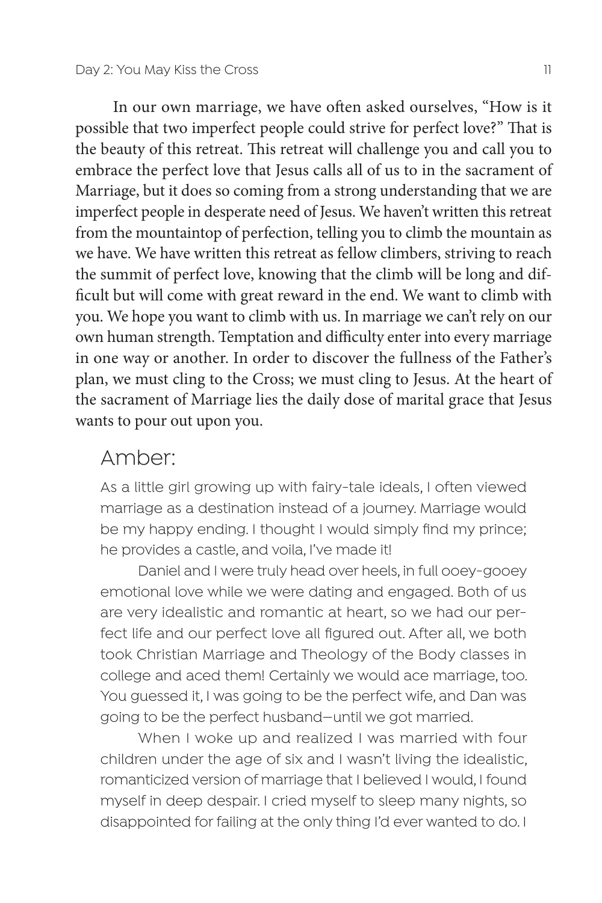In our own marriage, we have often asked ourselves, "How is it possible that two imperfect people could strive for perfect love?" That is the beauty of this retreat. This retreat will challenge you and call you to embrace the perfect love that Jesus calls all of us to in the sacrament of Marriage, but it does so coming from a strong understanding that we are imperfect people in desperate need of Jesus. We haven't written this retreat from the mountaintop of perfection, telling you to climb the mountain as we have. We have written this retreat as fellow climbers, striving to reach the summit of perfect love, knowing that the climb will be long and difficult but will come with great reward in the end. We want to climb with you. We hope you want to climb with us. In marriage we can't rely on our own human strength. Temptation and difficulty enter into every marriage in one way or another. In order to discover the fullness of the Father's plan, we must cling to the Cross; we must cling to Jesus. At the heart of the sacrament of Marriage lies the daily dose of marital grace that Jesus wants to pour out upon you.

## Amber:

As a little girl growing up with fairy-tale ideals, I often viewed marriage as a destination instead of a journey. Marriage would be my happy ending. I thought I would simply find my prince; he provides a castle, and voila, I've made it!

Daniel and I were truly head over heels, in full ooey-gooey emotional love while we were dating and engaged. Both of us are very idealistic and romantic at heart, so we had our perfect life and our perfect love all figured out. After all, we both took Christian Marriage and Theology of the Body classes in college and aced them! Certainly we would ace marriage, too. You guessed it, I was going to be the perfect wife, and Dan was going to be the perfect husband—until we got married.

When I woke up and realized I was married with four children under the age of six and I wasn't living the idealistic, romanticized version of marriage that I believed I would, I found myself in deep despair. I cried myself to sleep many nights, so disappointed for failing at the only thing I'd ever wanted to do. I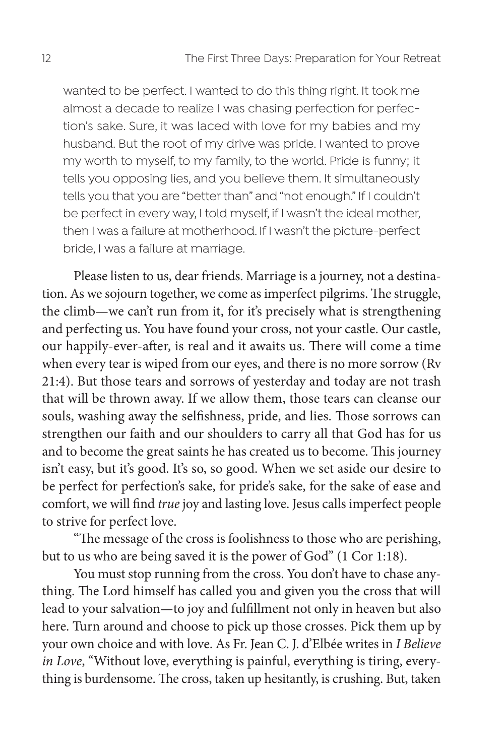wanted to be perfect. I wanted to do this thing right. It took me almost a decade to realize I was chasing perfection for perfection's sake. Sure, it was laced with love for my babies and my husband. But the root of my drive was pride. I wanted to prove my worth to myself, to my family, to the world. Pride is funny; it tells you opposing lies, and you believe them. It simultaneously tells you that you are "better than" and "not enough." If I couldn't be perfect in every way, I told myself, if I wasn't the ideal mother, then I was a failure at motherhood. If I wasn't the picture-perfect bride, I was a failure at marriage.

Please listen to us, dear friends. Marriage is a journey, not a destination. As we sojourn together, we come as imperfect pilgrims. The struggle, the climb—we can't run from it, for it's precisely what is strengthening and perfecting us. You have found your cross, not your castle. Our castle, our happily-ever-after, is real and it awaits us. There will come a time when every tear is wiped from our eyes, and there is no more sorrow (Rv 21:4). But those tears and sorrows of yesterday and today are not trash that will be thrown away. If we allow them, those tears can cleanse our souls, washing away the selfishness, pride, and lies. Those sorrows can strengthen our faith and our shoulders to carry all that God has for us and to become the great saints he has created us to become. This journey isn't easy, but it's good. It's so, so good. When we set aside our desire to be perfect for perfection's sake, for pride's sake, for the sake of ease and comfort, we will find *true* joy and lasting love. Jesus calls imperfect people to strive for perfect love.

"The message of the cross is foolishness to those who are perishing, but to us who are being saved it is the power of God" (1 Cor 1:18).

You must stop running from the cross. You don't have to chase anything. The Lord himself has called you and given you the cross that will lead to your salvation—to joy and fulfillment not only in heaven but also here. Turn around and choose to pick up those crosses. Pick them up by your own choice and with love. As Fr. Jean C. J. d'Elbée writes in *I Believe in Love*, "Without love, everything is painful, everything is tiring, everything is burdensome. The cross, taken up hesitantly, is crushing. But, taken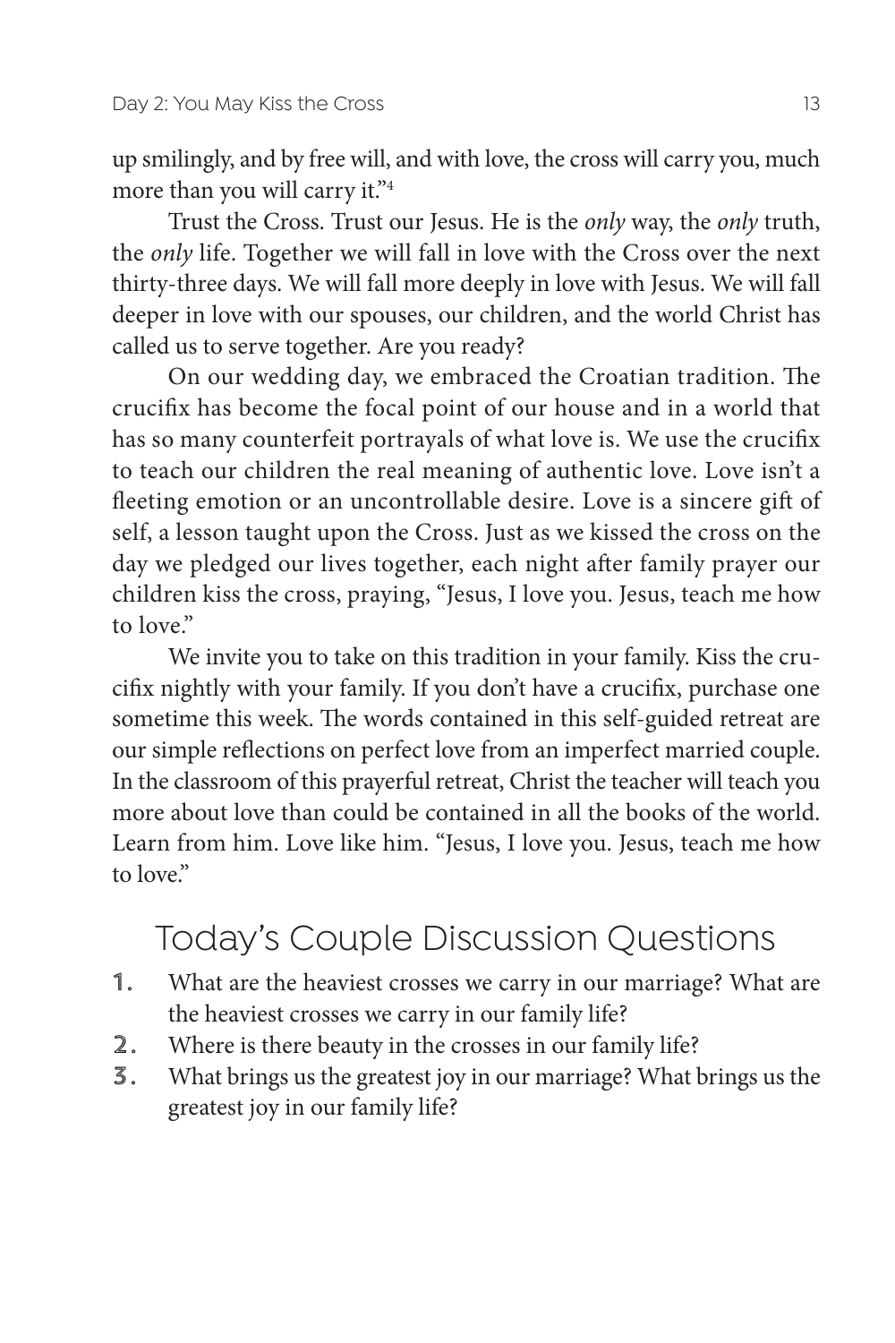up smilingly, and by free will, and with love, the cross will carry you, much more than you will carry it."[4]

Trust the Cross. Trust our Jesus. He is the *only* way, the *only* truth, the *only* life. Together we will fall in love with the Cross over the next thirty-three days. We will fall more deeply in love with Jesus. We will fall deeper in love with our spouses, our children, and the world Christ has called us to serve together. Are you ready?

On our wedding day, we embraced the Croatian tradition. The crucifix has become the focal point of our house and in a world that has so many counterfeit portrayals of what love is. We use the crucifix to teach our children the real meaning of authentic love. Love isn't a fleeting emotion or an uncontrollable desire. Love is a sincere gift of self, a lesson taught upon the Cross. Just as we kissed the cross on the day we pledged our lives together, each night after family prayer our children kiss the cross, praying, "Jesus, I love you. Jesus, teach me how to love."

We invite you to take on this tradition in your family. Kiss the crucifix nightly with your family. If you don't have a crucifix, purchase one sometime this week. The words contained in this self-guided retreat are our simple reflections on perfect love from an imperfect married couple. In the classroom of this prayerful retreat, Christ the teacher will teach you more about love than could be contained in all the books of the world. Learn from him. Love like him. "Jesus, I love you. Jesus, teach me how to love."

## Today's Couple Discussion Questions

1. What are the heaviest crosses we carry in our marriage? What are the heaviest crosses we carry in our family life?
2. Where is there beauty in the crosses in our family life?
3. What brings us the greatest joy in our marriage? What brings us the greatest joy in our family life?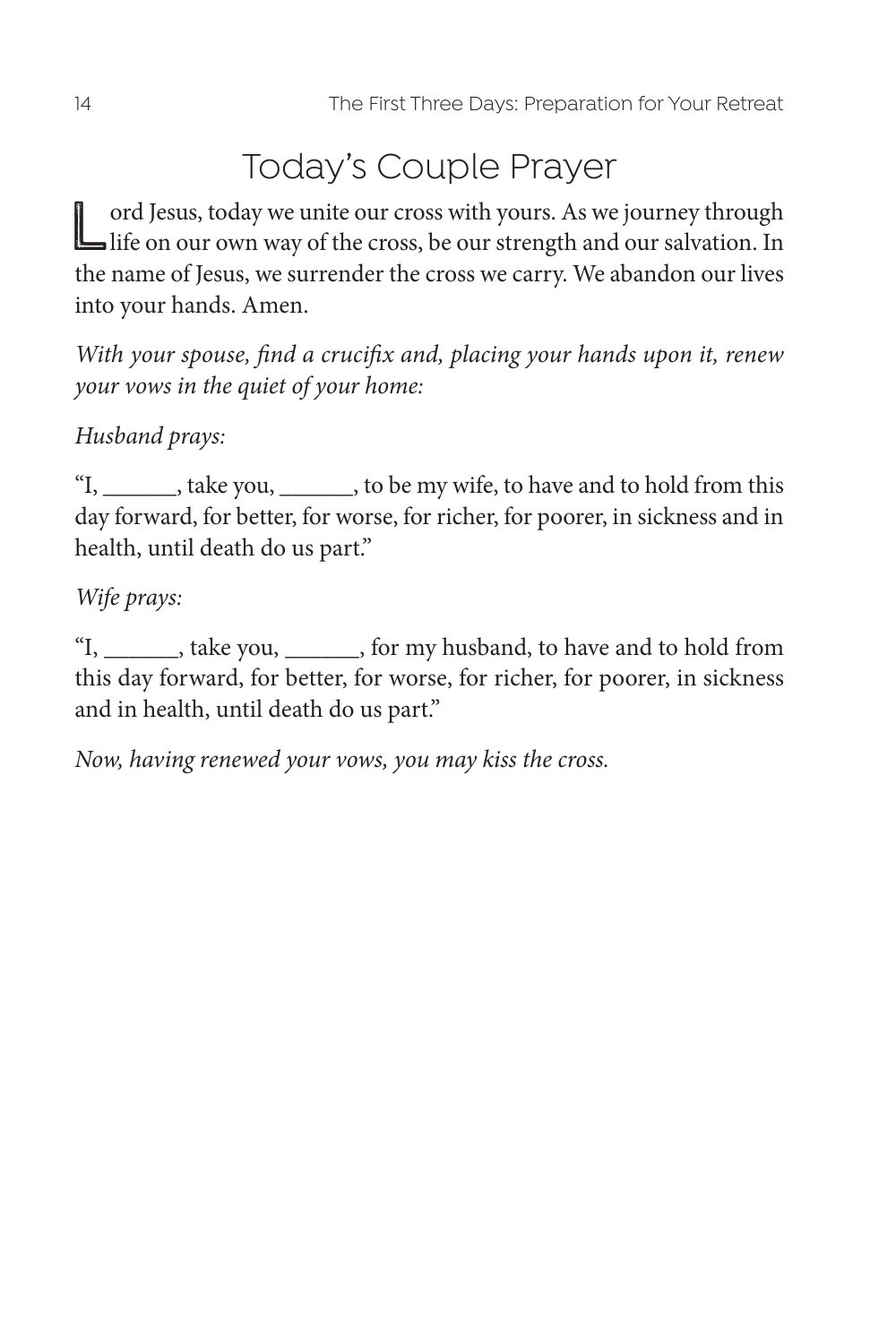## Today's Couple Prayer

Lord Jesus, today we unite our cross with yours. As we journey through life on our own way of the cross, be our strength and our salvation. In the name of Jesus, we surrender the cross we carry. We abandon our lives into your hands. Amen.

*With your spouse, find a crucifix and, placing your hands upon it, renew your vows in the quiet of your home:*

*Husband prays:*

"I, ______, take you, ______, to be my wife, to have and to hold from this day forward, for better, for worse, for richer, for poorer, in sickness and in health, until death do us part."

*Wife prays:*

"I, ______, take you, ______, for my husband, to have and to hold from this day forward, for better, for worse, for richer, for poorer, in sickness and in health, until death do us part."

*Now, having renewed your vows, you may kiss the cross.*